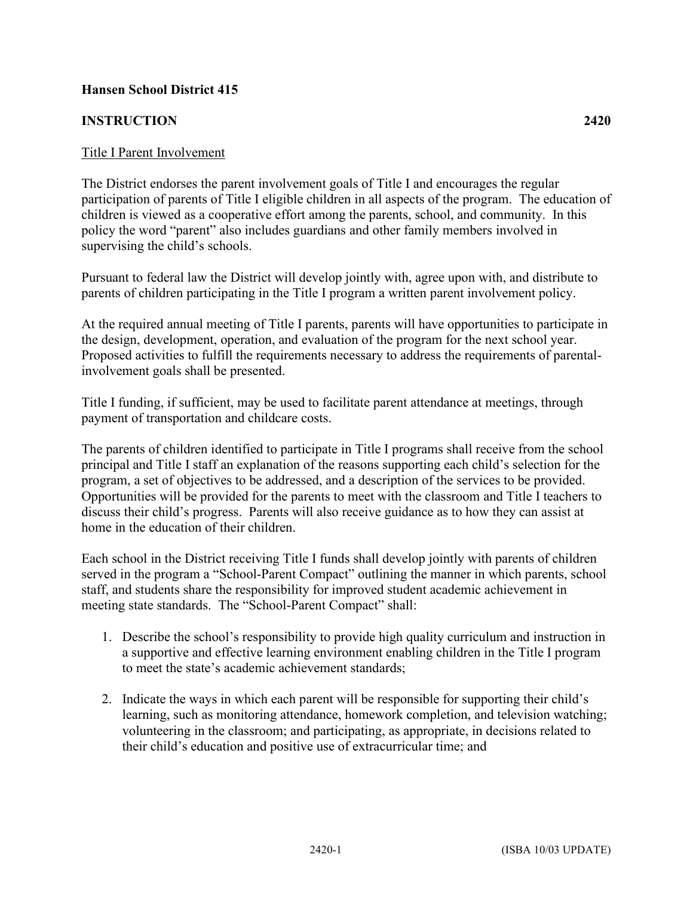**Hansen School District 415**

**INSTRUCTION 2420**

Title I Parent Involvement

The District endorses the parent involvement goals of Title I and encourages the regular participation of parents of Title I eligible children in all aspects of the program. The education of children is viewed as a cooperative effort among the parents, school, and community. In this policy the word "parent" also includes guardians and other family members involved in supervising the child's schools.

Pursuant to federal law the District will develop jointly with, agree upon with, and distribute to parents of children participating in the Title I program a written parent involvement policy.

At the required annual meeting of Title I parents, parents will have opportunities to participate in the design, development, operation, and evaluation of the program for the next school year. Proposed activities to fulfill the requirements necessary to address the requirements of parental-involvement goals shall be presented.

Title I funding, if sufficient, may be used to facilitate parent attendance at meetings, through payment of transportation and childcare costs.

The parents of children identified to participate in Title I programs shall receive from the school principal and Title I staff an explanation of the reasons supporting each child's selection for the program, a set of objectives to be addressed, and a description of the services to be provided. Opportunities will be provided for the parents to meet with the classroom and Title I teachers to discuss their child's progress. Parents will also receive guidance as to how they can assist at home in the education of their children.

Each school in the District receiving Title I funds shall develop jointly with parents of children served in the program a "School-Parent Compact" outlining the manner in which parents, school staff, and students share the responsibility for improved student academic achievement in meeting state standards. The "School-Parent Compact" shall:

1. Describe the school's responsibility to provide high quality curriculum and instruction in a supportive and effective learning environment enabling children in the Title I program to meet the state's academic achievement standards;

2. Indicate the ways in which each parent will be responsible for supporting their child's learning, such as monitoring attendance, homework completion, and television watching; volunteering in the classroom; and participating, as appropriate, in decisions related to their child's education and positive use of extracurricular time; and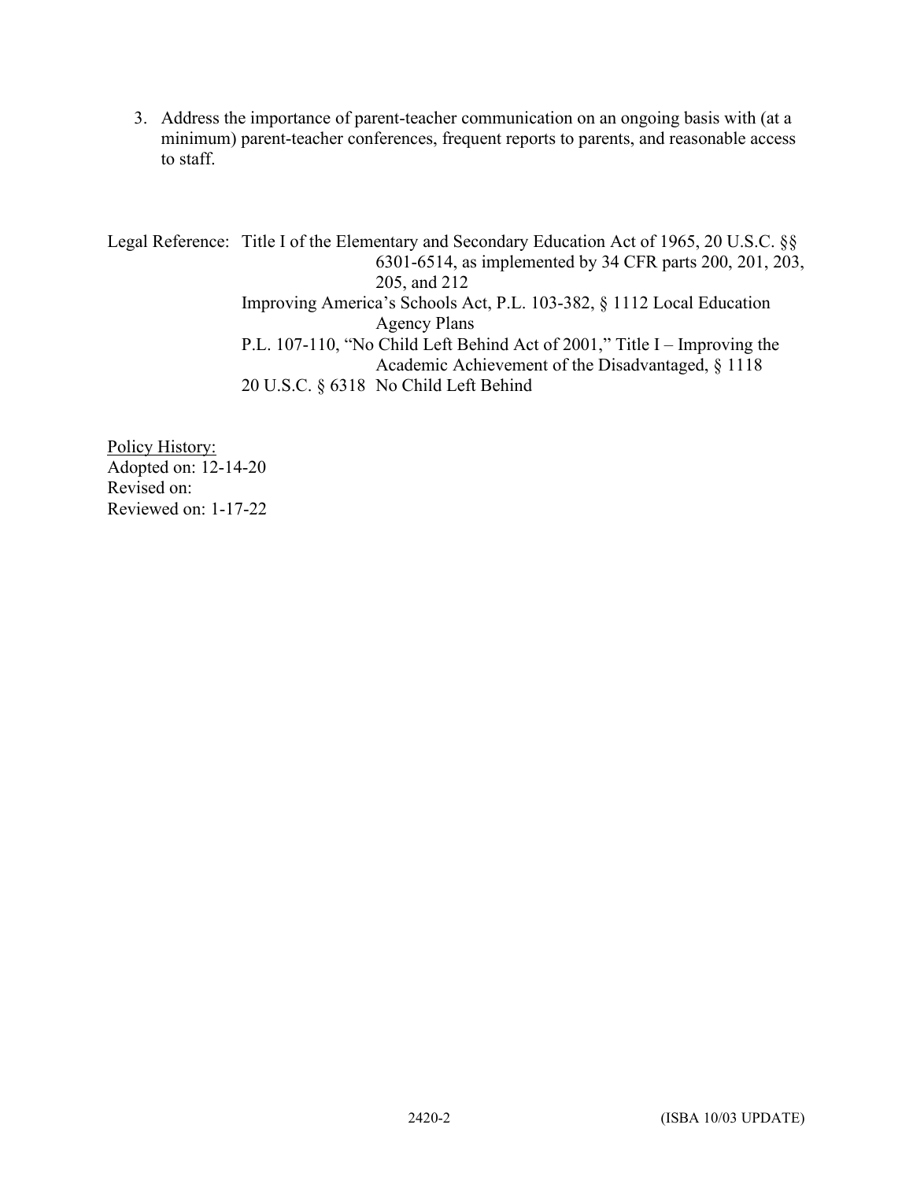3. Address the importance of parent-teacher communication on an ongoing basis with (at a minimum) parent-teacher conferences, frequent reports to parents, and reasonable access to staff.

Legal Reference: Title I of the Elementary and Secondary Education Act of 1965, 20 U.S.C. §§ 6301-6514, as implemented by 34 CFR parts 200, 201, 203, 205, and 212

Improving America's Schools Act, P.L. 103-382, § 1112 Local Education Agency Plans

P.L. 107-110, "No Child Left Behind Act of 2001," Title I – Improving the Academic Achievement of the Disadvantaged, § 1118

20 U.S.C. § 6318 No Child Left Behind

Policy History:
Adopted on: 12-14-20
Revised on:
Reviewed on: 1-17-22